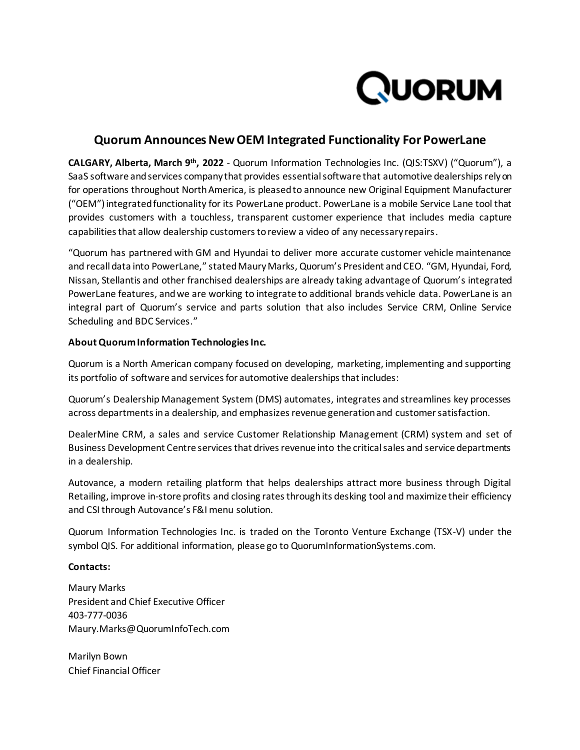# Quorum Announces New OEM Integrated Functionality For PowerLane

**CALGARY, Alberta, March 9th, 2022** - Quorum Information Technologies Inc. (QIS:TSXV) ("Quorum"), a SaaS software and services company that provides essential software that automotive dealerships rely on for operations throughout North America, is pleased to announce new Original Equipment Manufacturer ("OEM") integrated functionality for its PowerLane product. PowerLane is a mobile Service Lane tool that provides customers with a touchless, transparent customer experience that includes media capture capabilities that allow dealership customers to review a video of any necessary repairs.

"Quorum has partnered with GM and Hyundai to deliver more accurate customer vehicle maintenance and recall data into PowerLane," stated Maury Marks, Quorum's President and CEO. "GM, Hyundai, Ford, Nissan, Stellantis and other franchised dealerships are already taking advantage of Quorum's integrated PowerLane features, and we are working to integrate to additional brands vehicle data. PowerLane is an integral part of Quorum's service and parts solution that also includes Service CRM, Online Service Scheduling and BDC Services."

**About Quorum Information Technologies Inc.**

Quorum is a North American company focused on developing, marketing, implementing and supporting its portfolio of software and services for automotive dealerships that includes:

Quorum's Dealership Management System (DMS) automates, integrates and streamlines key processes across departments in a dealership, and emphasizes revenue generation and customer satisfaction.

DealerMine CRM, a sales and service Customer Relationship Management (CRM) system and set of Business Development Centre services that drives revenue into the critical sales and service departments in a dealership.

Autovance, a modern retailing platform that helps dealerships attract more business through Digital Retailing, improve in-store profits and closing rates through its desking tool and maximize their efficiency and CSI through Autovance's F&I menu solution.

Quorum Information Technologies Inc. is traded on the Toronto Venture Exchange (TSX-V) under the symbol QIS. For additional information, please go to QuorumInformationSystems.com.

**Contacts:**

Maury Marks
President and Chief Executive Officer
403-777-0036
Maury.Marks@QuorumInfoTech.com

Marilyn Bown
Chief Financial Officer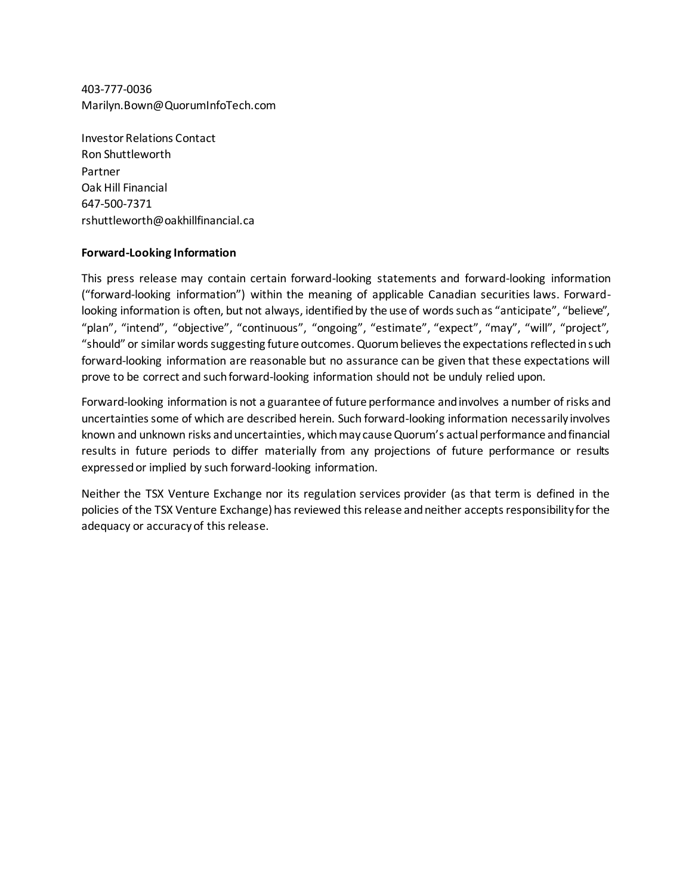403-777-0036
Marilyn.Bown@QuorumInfoTech.com

Investor Relations Contact
Ron Shuttleworth
Partner
Oak Hill Financial
647-500-7371
rshuttleworth@oakhillfinancial.ca

**Forward-Looking Information**

This press release may contain certain forward-looking statements and forward-looking information ("forward-looking information") within the meaning of applicable Canadian securities laws. Forward-looking information is often, but not always, identified by the use of words such as "anticipate", "believe", "plan", "intend", "objective", "continuous", "ongoing", "estimate", "expect", "may", "will", "project", "should" or similar words suggesting future outcomes. Quorum believes the expectations reflected in such forward-looking information are reasonable but no assurance can be given that these expectations will prove to be correct and such forward-looking information should not be unduly relied upon.

Forward-looking information is not a guarantee of future performance and involves a number of risks and uncertainties some of which are described herein. Such forward-looking information necessarily involves known and unknown risks and uncertainties, which may cause Quorum's actual performance and financial results in future periods to differ materially from any projections of future performance or results expressed or implied by such forward-looking information.

Neither the TSX Venture Exchange nor its regulation services provider (as that term is defined in the policies of the TSX Venture Exchange) has reviewed this release and neither accepts responsibility for the adequacy or accuracy of this release.